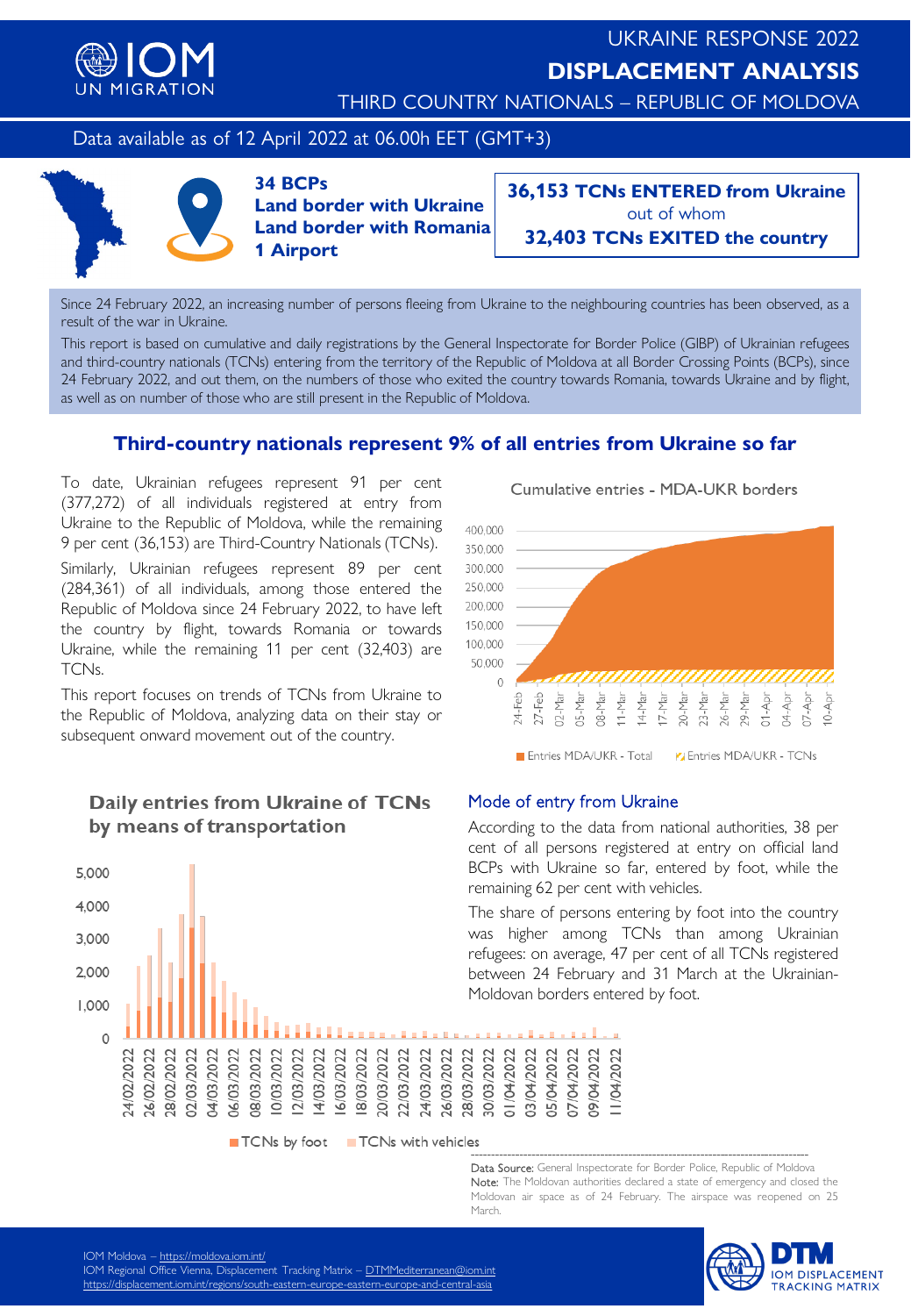# UKRAINE RESPONSE 2022

# DISPLACEMENT ANALYSIS

## THIRD COUNTRY NATIONALS – REPUBLIC OF MOLDOVA

Data available as of 12 April 2022 at 06.00h EET (GMT+3)

**34 BCPs**
**Land border with Ukraine**
**Land border with Romania**
**1 Airport**

**36,153 TCNs ENTERED from Ukraine**
out of whom
**32,403 TCNs EXITED the country**

Since 24 February 2022, an increasing number of persons fleeing from Ukraine to the neighbouring countries has been observed, as a result of the war in Ukraine.

This report is based on cumulative and daily registrations by the General Inspectorate for Border Police (GIBP) of Ukrainian refugees and third-country nationals (TCNs) entering from the territory of the Republic of Moldova at all Border Crossing Points (BCPs), since 24 February 2022, and out them, on the numbers of those who exited the country towards Romania, towards Ukraine and by flight, as well as on number of those who are still present in the Republic of Moldova.

## Third-country nationals represent 9% of all entries from Ukraine so far

To date, Ukrainian refugees represent 91 per cent (377,272) of all individuals registered at entry from Ukraine to the Republic of Moldova, while the remaining 9 per cent (36,153) are Third-Country Nationals (TCNs).

Similarly, Ukrainian refugees represent 89 per cent (284,361) of all individuals, among those entered the Republic of Moldova since 24 February 2022, to have left the country by flight, towards Romania or towards Ukraine, while the remaining 11 per cent (32,403) are TCNs.

This report focuses on trends of TCNs from Ukraine to the Republic of Moldova, analyzing data on their stay or subsequent onward movement out of the country.

Cumulative entries - MDA-UKR borders

Entries MDA/UKR - Total | Entries MDA/UKR - TCNs

### Daily entries from Ukraine of TCNs by means of transportation

TCNs by foot | TCNs with vehicles

### Mode of entry from Ukraine

According to the data from national authorities, 38 per cent of all persons registered at entry on official land BCPs with Ukraine so far, entered by foot, while the remaining 62 per cent with vehicles.

The share of persons entering by foot into the country was higher among TCNs than among Ukrainian refugees: on average, 47 per cent of all TCNs registered between 24 February and 31 March at the Ukrainian-Moldovan borders entered by foot.

Data Source: General Inspectorate for Border Police, Republic of Moldova
Note: The Moldovan authorities declared a state of emergency and closed the Moldovan air space as of 24 February. The airspace was reopened on 25 March.

IOM Moldova – https://moldova.iom.int/
IOM Regional Office Vienna, Displacement Tracking Matrix – DTMMediterranean@iom.int
https://displacement.iom.int/regions/south-eastern-europe-eastern-europe-and-central-asia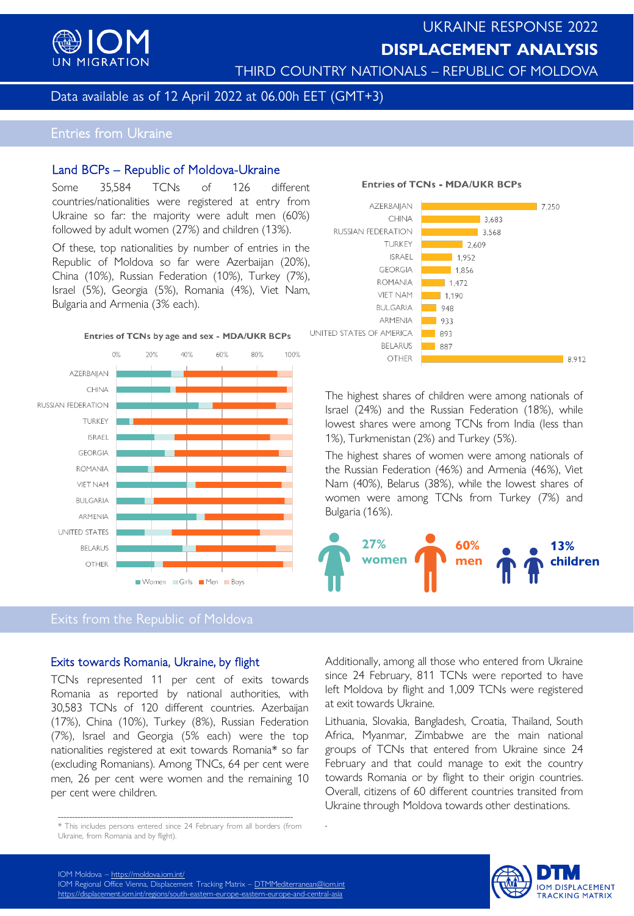# UKRAINE RESPONSE 2022
# DISPLACEMENT ANALYSIS
## THIRD COUNTRY NATIONALS – REPUBLIC OF MOLDOVA

Data available as of 12 April 2022 at 06.00h EET (GMT+3)

## Entries from Ukraine

### Land BCPs – Republic of Moldova-Ukraine

Some 35,584 TCNs of 126 different countries/nationalities were registered at entry from Ukraine so far: the majority were adult men (60%) followed by adult women (27%) and children (13%).

Of these, top nationalities by number of entries in the Republic of Moldova so far were Azerbaijan (20%), China (10%), Russian Federation (10%), Turkey (7%), Israel (5%), Georgia (5%), Romania (4%), Viet Nam, Bulgaria and Armenia (3% each).

**Entries of TCNs - MDA/UKR BCPs**

| Country | Entries |
|---|---|
| AZERBAIJAN | 7,250 |
| CHINA | 3,683 |
| RUSSIAN FEDERATION | 3,568 |
| TURKEY | 2,609 |
| ISRAEL | 1,952 |
| GEORGIA | 1,856 |
| ROMANIA | 1,472 |
| VIET NAM | 1,190 |
| BULGARIA | 948 |
| ARMENIA | 933 |
| UNITED STATES OF AMERICA | 893 |
| BELARUS | 887 |
| OTHER | 8,912 |

**Entries of TCNs by age and sex - MDA/UKR BCPs**

(Chart: Women, Girls, Men, Boys shares for Azerbaijan, China, Russian Federation, Turkey, Israel, Georgia, Romania, Viet Nam, Bulgaria, Armenia, United States, Belarus, Other)

The highest shares of children were among nationals of Israel (24%) and the Russian Federation (18%), while lowest shares were among TCNs from India (less than 1%), Turkmenistan (2%) and Turkey (5%).

The highest shares of women were among nationals of the Russian Federation (46%) and Armenia (46%), Viet Nam (40%), Belarus (38%), while the lowest shares of women were among TCNs from Turkey (7%) and Bulgaria (16%).

**27% women** | **60% men** | **13% children**

## Exits from the Republic of Moldova

### Exits towards Romania, Ukraine, by flight

TCNs represented 11 per cent of exits towards Romania as reported by national authorities, with 30,583 TCNs of 120 different countries. Azerbaijan (17%), China (10%), Turkey (8%), Russian Federation (7%), Israel and Georgia (5% each) were the top nationalities registered at exit towards Romania* so far (excluding Romanians). Among TNCs, 64 per cent were men, 26 per cent were women and the remaining 10 per cent were children.

Additionally, among all those who entered from Ukraine since 24 February, 811 TCNs were reported to have left Moldova by flight and 1,009 TCNs were registered at exit towards Ukraine.

Lithuania, Slovakia, Bangladesh, Croatia, Thailand, South Africa, Myanmar, Zimbabwe are the main national groups of TCNs that entered from Ukraine since 24 February and that could manage to exit the country towards Romania or by flight to their origin countries. Overall, citizens of 60 different countries transited from Ukraine through Moldova towards other destinations.

---

* This includes persons entered since 24 February from all borders (from Ukraine, from Romania and by flight).

IOM Moldova – https://moldova.iom.int/
IOM Regional Office Vienna, Displacement Tracking Matrix – DTMMediterranean@iom.int
https://displacement.iom.int/regions/south-eastern-europe-eastern-europe-and-central-asia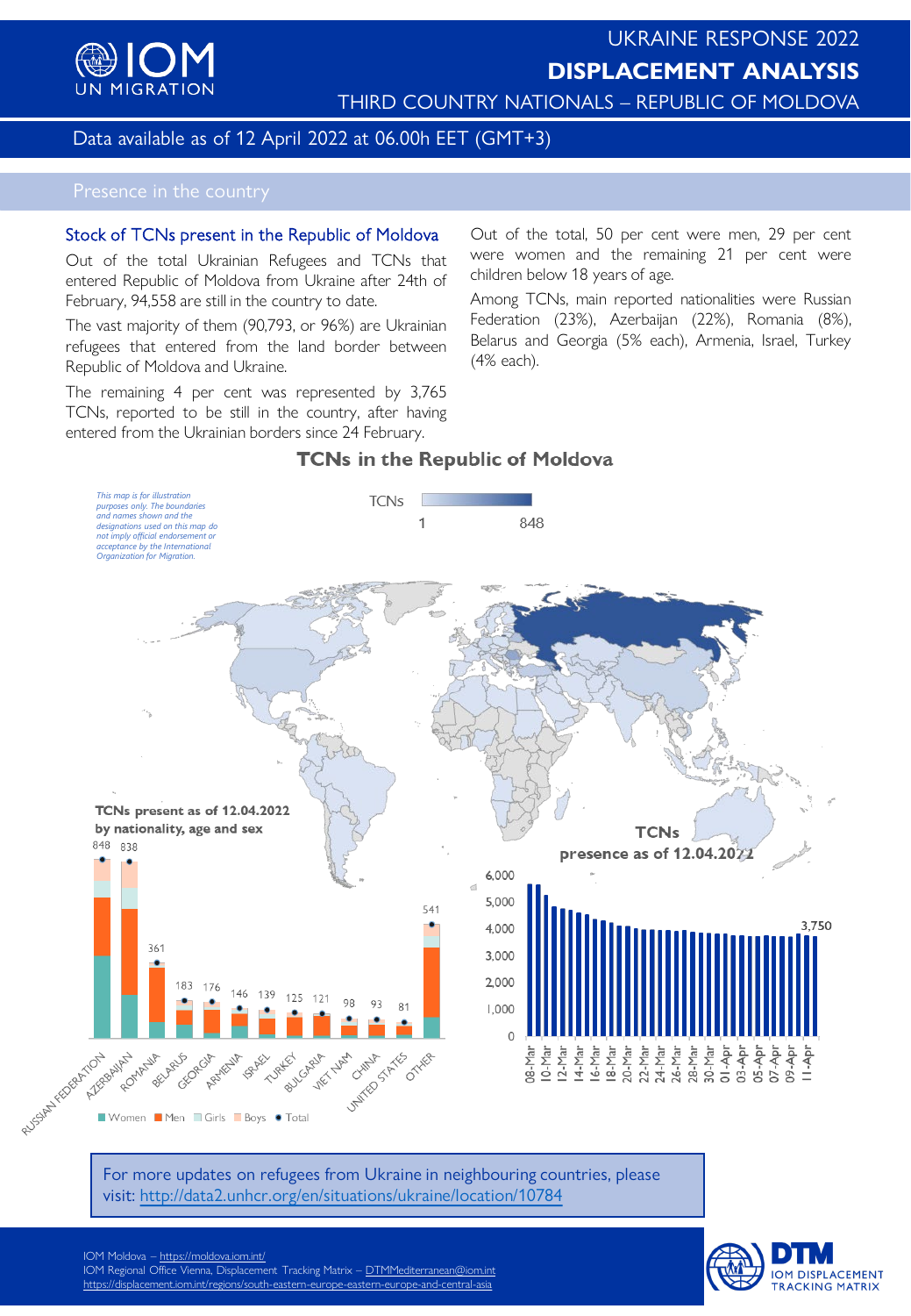UKRAINE RESPONSE 2022

# DISPLACEMENT ANALYSIS

THIRD COUNTRY NATIONALS – REPUBLIC OF MOLDOVA

Data available as of 12 April 2022 at 06.00h EET (GMT+3)

## Presence in the country

### Stock of TCNs present in the Republic of Moldova

Out of the total Ukrainian Refugees and TCNs that entered Republic of Moldova from Ukraine after 24th of February, 94,558 are still in the country to date.

The vast majority of them (90,793, or 96%) are Ukrainian refugees that entered from the land border between Republic of Moldova and Ukraine.

The remaining 4 per cent was represented by 3,765 TCNs, reported to be still in the country, after having entered from the Ukrainian borders since 24 February.

Out of the total, 50 per cent were men, 29 per cent were women and the remaining 21 per cent were children below 18 years of age.

Among TCNs, main reported nationalities were Russian Federation (23%), Azerbaijan (22%), Romania (8%), Belarus and Georgia (5% each), Armenia, Israel, Turkey (4% each).

### TCNs in the Republic of Moldova

*This map is for illustration purposes only. The boundaries and names shown and the designations used on this map do not imply official endorsement or acceptance by the International Organization for Migration.*

TCNs
1
848

**TCNs present as of 12.04.2022 by nationality, age and sex**

848 838 361 183 176 146 139 125 121 98 93 81 541

RUSSIAN FEDERATION, AZERBAIJAN, ROMANIA, BELARUS, GEORGIA, ARMENIA, ISRAEL, TURKEY, BULGARIA, VIET NAM, CHINA, UNITED STATES, OTHER

Women Men Girls Boys Total

**TCNs presence as of 12.04.2022**

6,000
5,000
4,000
3,000
2,000
1,000
0

3,750

08-Mar, 10-Mar, 12-Mar, 14-Mar, 16-Mar, 18-Mar, 20-Mar, 22-Mar, 24-Mar, 26-Mar, 28-Mar, 30-Mar, 01-Apr, 03-Apr, 05-Apr, 07-Apr, 09-Apr, 11-Apr

For more updates on refugees from Ukraine in neighbouring countries, please visit: http://data2.unhcr.org/en/situations/ukraine/location/10784

IOM Moldova – https://moldova.iom.int/
IOM Regional Office Vienna, Displacement Tracking Matrix – DTMMediterranean@iom.int
https://displacement.iom.int/regions/south-eastern-europe-eastern-europe-and-central-asia